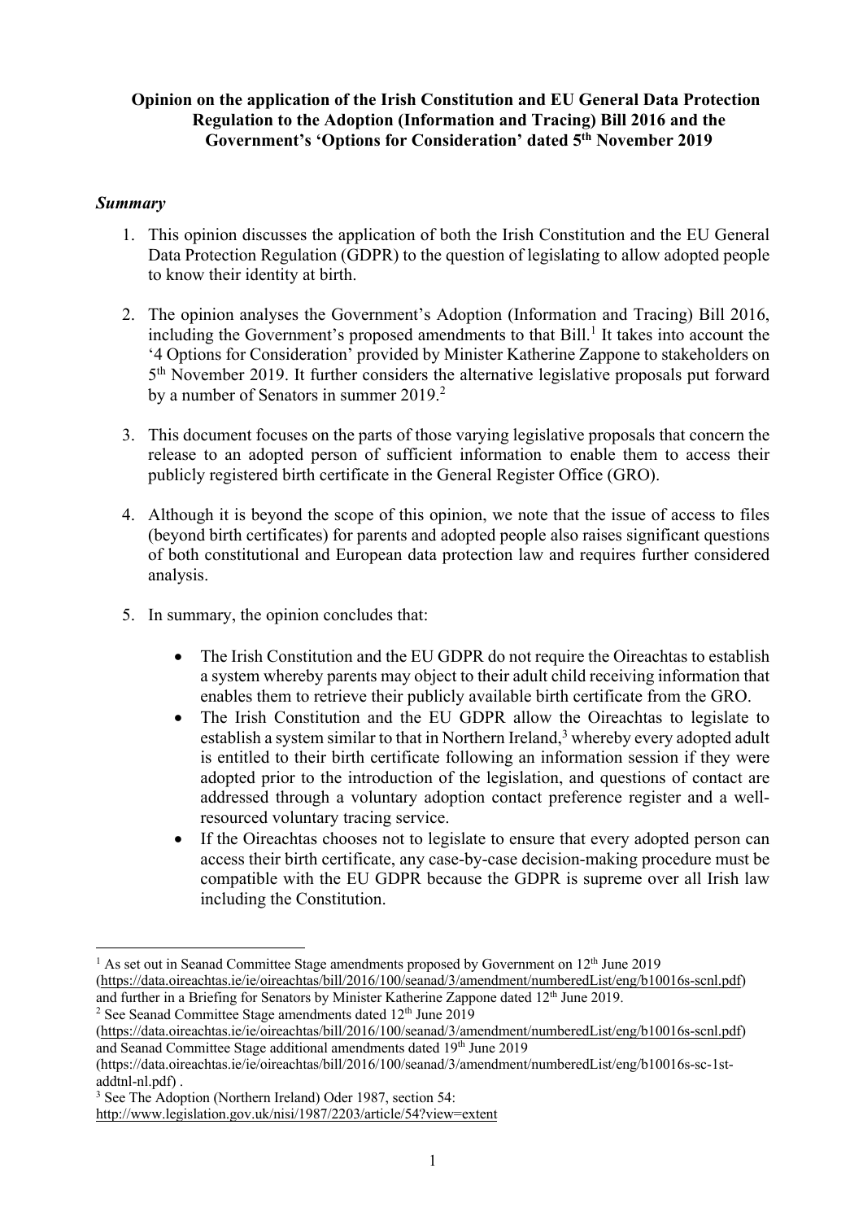**Opinion on the application of the Irish Constitution and EU General Data Protection Regulation to the Adoption (Information and Tracing) Bill 2016 and the Government's 'Options for Consideration' dated 5th November 2019**

### *Summary*

1. This opinion discusses the application of both the Irish Constitution and the EU General Data Protection Regulation (GDPR) to the question of legislating to allow adopted people to know their identity at birth.

2. The opinion analyses the Government's Adoption (Information and Tracing) Bill 2016, including the Government's proposed amendments to that Bill.[1] It takes into account the '4 Options for Consideration' provided by Minister Katherine Zappone to stakeholders on 5th November 2019. It further considers the alternative legislative proposals put forward by a number of Senators in summer 2019.[2]

3. This document focuses on the parts of those varying legislative proposals that concern the release to an adopted person of sufficient information to enable them to access their publicly registered birth certificate in the General Register Office (GRO).

4. Although it is beyond the scope of this opinion, we note that the issue of access to files (beyond birth certificates) for parents and adopted people also raises significant questions of both constitutional and European data protection law and requires further considered analysis.

5. In summary, the opinion concludes that:

   - The Irish Constitution and the EU GDPR do not require the Oireachtas to establish a system whereby parents may object to their adult child receiving information that enables them to retrieve their publicly available birth certificate from the GRO.
   - The Irish Constitution and the EU GDPR allow the Oireachtas to legislate to establish a system similar to that in Northern Ireland,[3] whereby every adopted adult is entitled to their birth certificate following an information session if they were adopted prior to the introduction of the legislation, and questions of contact are addressed through a voluntary adoption contact preference register and a well-resourced voluntary tracing service.
   - If the Oireachtas chooses not to legislate to ensure that every adopted person can access their birth certificate, any case-by-case decision-making procedure must be compatible with the EU GDPR because the GDPR is supreme over all Irish law including the Constitution.

---

[1] As set out in Seanad Committee Stage amendments proposed by Government on 12th June 2019 (https://data.oireachtas.ie/ie/oireachtas/bill/2016/100/seanad/3/amendment/numberedList/eng/b10016s-scnl.pdf) and further in a Briefing for Senators by Minister Katherine Zappone dated 12th June 2019.

[2] See Seanad Committee Stage amendments dated 12th June 2019 (https://data.oireachtas.ie/ie/oireachtas/bill/2016/100/seanad/3/amendment/numberedList/eng/b10016s-scnl.pdf) and Seanad Committee Stage additional amendments dated 19th June 2019 (https://data.oireachtas.ie/ie/oireachtas/bill/2016/100/seanad/3/amendment/numberedList/eng/b10016s-sc-1st-addtnl-nl.pdf) .

[3] See The Adoption (Northern Ireland) Oder 1987, section 54: http://www.legislation.gov.uk/nisi/1987/2203/article/54?view=extent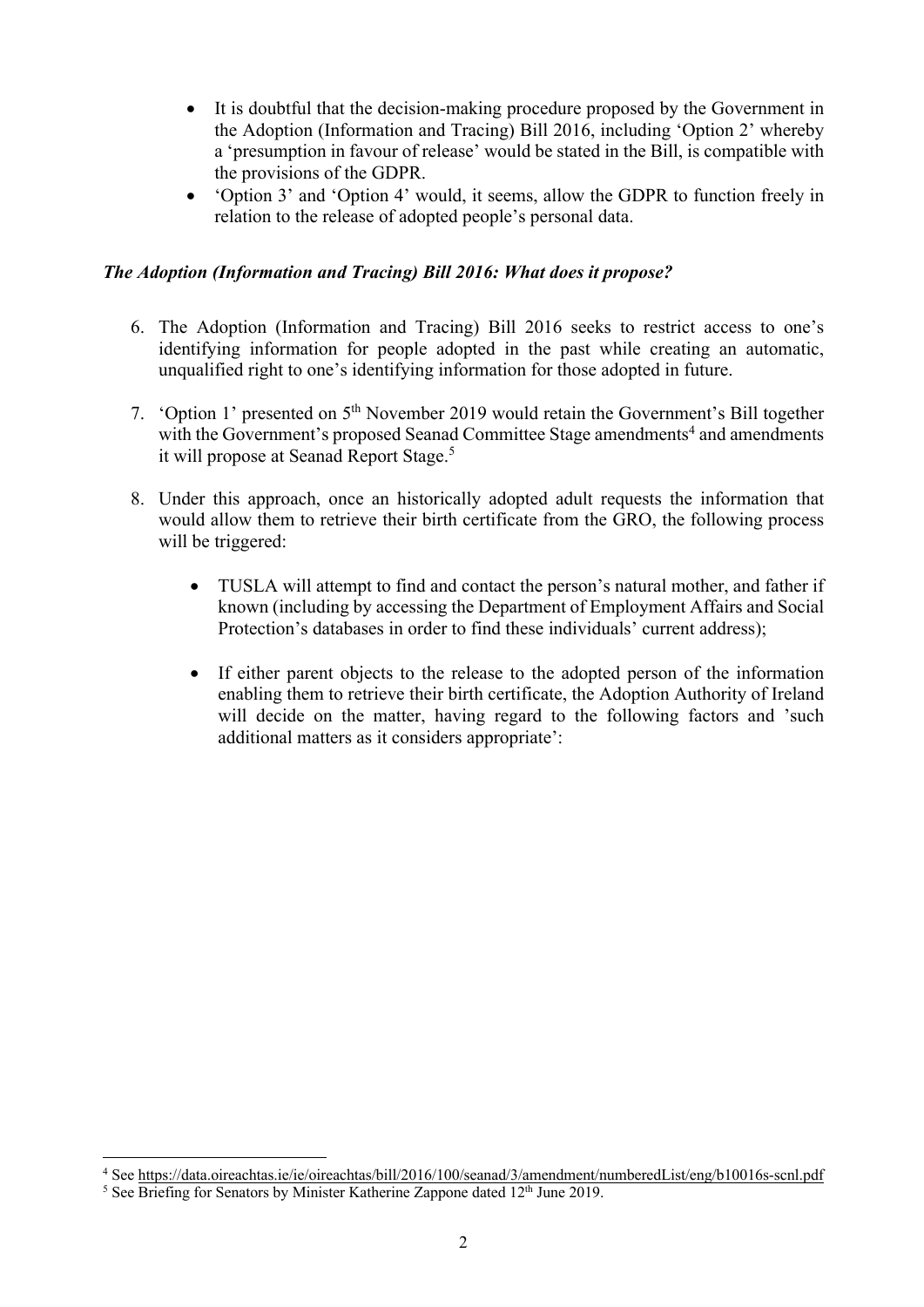- It is doubtful that the decision-making procedure proposed by the Government in the Adoption (Information and Tracing) Bill 2016, including 'Option 2' whereby a 'presumption in favour of release' would be stated in the Bill, is compatible with the provisions of the GDPR.
- 'Option 3' and 'Option 4' would, it seems, allow the GDPR to function freely in relation to the release of adopted people's personal data.

***The Adoption (Information and Tracing) Bill 2016: What does it propose?***

6. The Adoption (Information and Tracing) Bill 2016 seeks to restrict access to one's identifying information for people adopted in the past while creating an automatic, unqualified right to one's identifying information for those adopted in future.

7. 'Option 1' presented on 5th November 2019 would retain the Government's Bill together with the Government's proposed Seanad Committee Stage amendments[4] and amendments it will propose at Seanad Report Stage.[5]

8. Under this approach, once an historically adopted adult requests the information that would allow them to retrieve their birth certificate from the GRO, the following process will be triggered:

   - TUSLA will attempt to find and contact the person's natural mother, and father if known (including by accessing the Department of Employment Affairs and Social Protection's databases in order to find these individuals' current address);

   - If either parent objects to the release to the adopted person of the information enabling them to retrieve their birth certificate, the Adoption Authority of Ireland will decide on the matter, having regard to the following factors and 'such additional matters as it considers appropriate':

---

[4] See https://data.oireachtas.ie/ie/oireachtas/bill/2016/100/seanad/3/amendment/numberedList/eng/b10016s-scnl.pdf

[5] See Briefing for Senators by Minister Katherine Zappone dated 12th June 2019.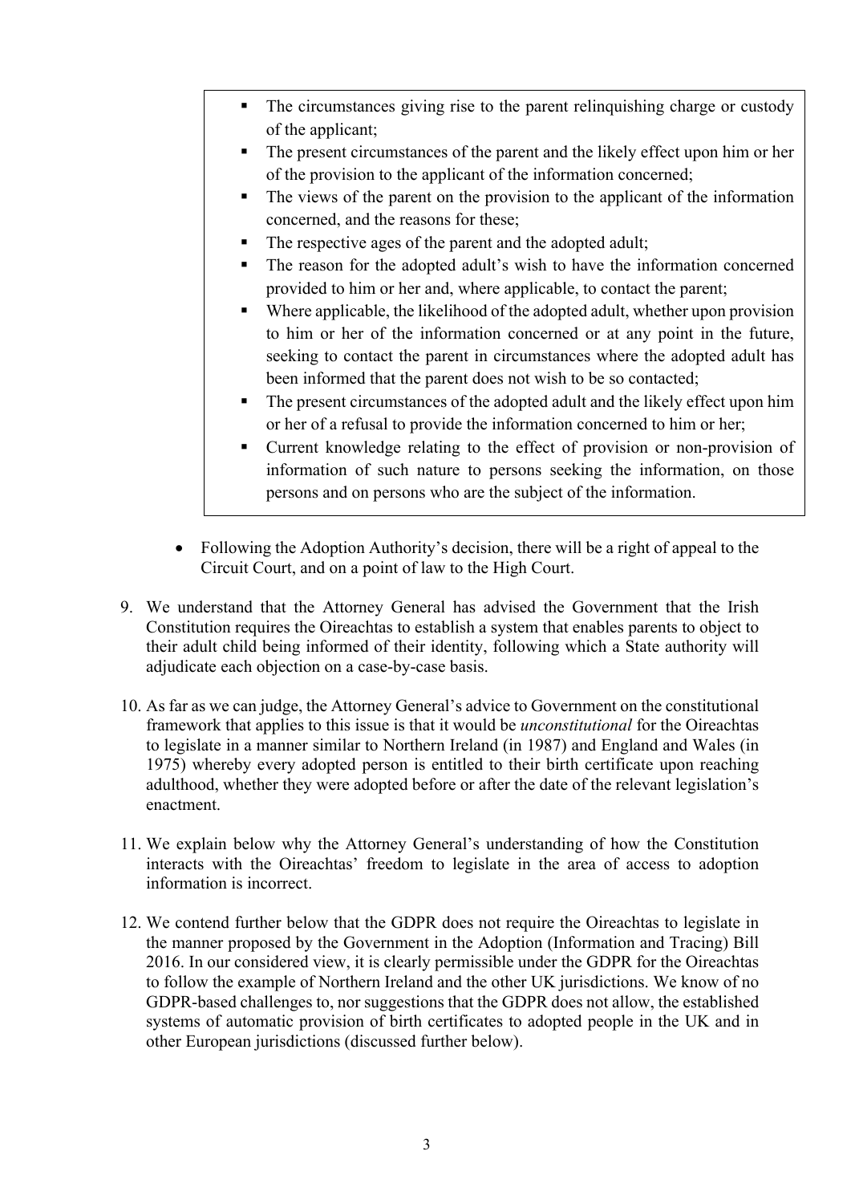- The circumstances giving rise to the parent relinquishing charge or custody of the applicant;
- The present circumstances of the parent and the likely effect upon him or her of the provision to the applicant of the information concerned;
- The views of the parent on the provision to the applicant of the information concerned, and the reasons for these;
- The respective ages of the parent and the adopted adult;
- The reason for the adopted adult's wish to have the information concerned provided to him or her and, where applicable, to contact the parent;
- Where applicable, the likelihood of the adopted adult, whether upon provision to him or her of the information concerned or at any point in the future, seeking to contact the parent in circumstances where the adopted adult has been informed that the parent does not wish to be so contacted;
- The present circumstances of the adopted adult and the likely effect upon him or her of a refusal to provide the information concerned to him or her;
- Current knowledge relating to the effect of provision or non-provision of information of such nature to persons seeking the information, on those persons and on persons who are the subject of the information.

- Following the Adoption Authority's decision, there will be a right of appeal to the Circuit Court, and on a point of law to the High Court.

9. We understand that the Attorney General has advised the Government that the Irish Constitution requires the Oireachtas to establish a system that enables parents to object to their adult child being informed of their identity, following which a State authority will adjudicate each objection on a case-by-case basis.

10. As far as we can judge, the Attorney General's advice to Government on the constitutional framework that applies to this issue is that it would be *unconstitutional* for the Oireachtas to legislate in a manner similar to Northern Ireland (in 1987) and England and Wales (in 1975) whereby every adopted person is entitled to their birth certificate upon reaching adulthood, whether they were adopted before or after the date of the relevant legislation's enactment.

11. We explain below why the Attorney General's understanding of how the Constitution interacts with the Oireachtas' freedom to legislate in the area of access to adoption information is incorrect.

12. We contend further below that the GDPR does not require the Oireachtas to legislate in the manner proposed by the Government in the Adoption (Information and Tracing) Bill 2016. In our considered view, it is clearly permissible under the GDPR for the Oireachtas to follow the example of Northern Ireland and the other UK jurisdictions. We know of no GDPR-based challenges to, nor suggestions that the GDPR does not allow, the established systems of automatic provision of birth certificates to adopted people in the UK and in other European jurisdictions (discussed further below).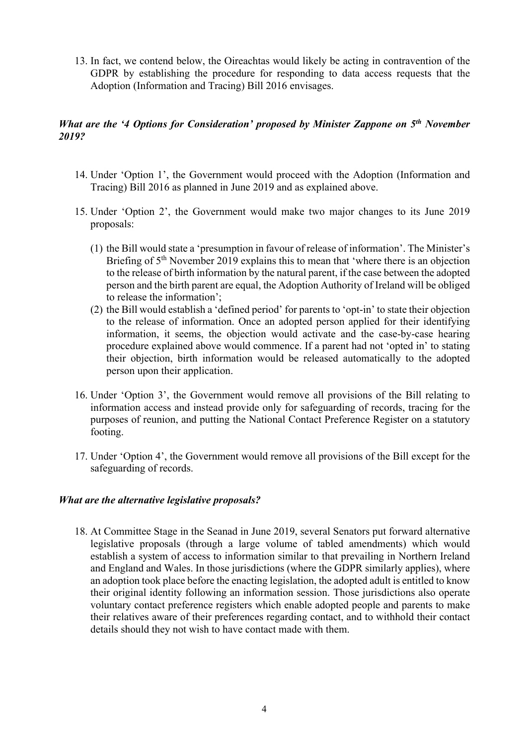13. In fact, we contend below, the Oireachtas would likely be acting in contravention of the GDPR by establishing the procedure for responding to data access requests that the Adoption (Information and Tracing) Bill 2016 envisages.

### *What are the '4 Options for Consideration' proposed by Minister Zappone on 5th November 2019?*

14. Under 'Option 1', the Government would proceed with the Adoption (Information and Tracing) Bill 2016 as planned in June 2019 and as explained above.

15. Under 'Option 2', the Government would make two major changes to its June 2019 proposals:

    (1) the Bill would state a 'presumption in favour of release of information'. The Minister's Briefing of 5th November 2019 explains this to mean that 'where there is an objection to the release of birth information by the natural parent, if the case between the adopted person and the birth parent are equal, the Adoption Authority of Ireland will be obliged to release the information';

    (2) the Bill would establish a 'defined period' for parents to 'opt-in' to state their objection to the release of information. Once an adopted person applied for their identifying information, it seems, the objection would activate and the case-by-case hearing procedure explained above would commence. If a parent had not 'opted in' to stating their objection, birth information would be released automatically to the adopted person upon their application.

16. Under 'Option 3', the Government would remove all provisions of the Bill relating to information access and instead provide only for safeguarding of records, tracing for the purposes of reunion, and putting the National Contact Preference Register on a statutory footing.

17. Under 'Option 4', the Government would remove all provisions of the Bill except for the safeguarding of records.

### *What are the alternative legislative proposals?*

18. At Committee Stage in the Seanad in June 2019, several Senators put forward alternative legislative proposals (through a large volume of tabled amendments) which would establish a system of access to information similar to that prevailing in Northern Ireland and England and Wales. In those jurisdictions (where the GDPR similarly applies), where an adoption took place before the enacting legislation, the adopted adult is entitled to know their original identity following an information session. Those jurisdictions also operate voluntary contact preference registers which enable adopted people and parents to make their relatives aware of their preferences regarding contact, and to withhold their contact details should they not wish to have contact made with them.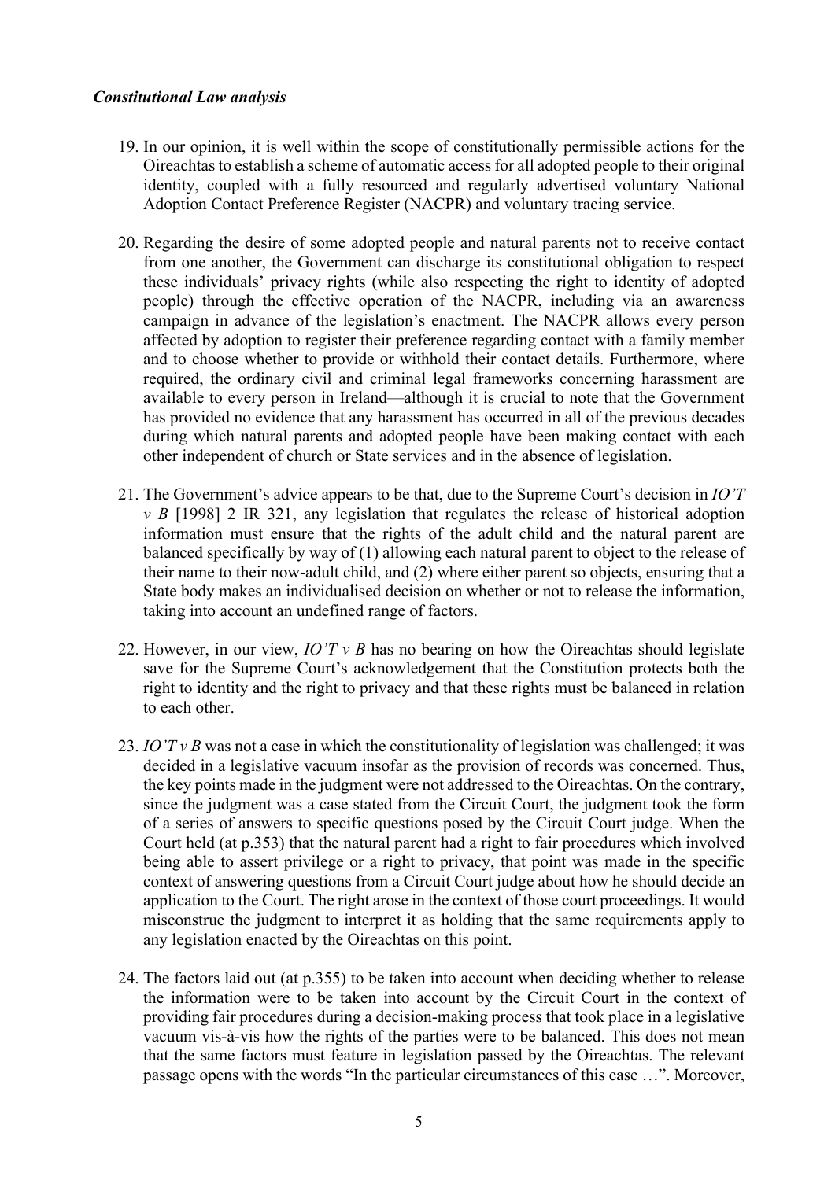***Constitutional Law analysis***

19. In our opinion, it is well within the scope of constitutionally permissible actions for the Oireachtas to establish a scheme of automatic access for all adopted people to their original identity, coupled with a fully resourced and regularly advertised voluntary National Adoption Contact Preference Register (NACPR) and voluntary tracing service.

20. Regarding the desire of some adopted people and natural parents not to receive contact from one another, the Government can discharge its constitutional obligation to respect these individuals' privacy rights (while also respecting the right to identity of adopted people) through the effective operation of the NACPR, including via an awareness campaign in advance of the legislation's enactment. The NACPR allows every person affected by adoption to register their preference regarding contact with a family member and to choose whether to provide or withhold their contact details. Furthermore, where required, the ordinary civil and criminal legal frameworks concerning harassment are available to every person in Ireland—although it is crucial to note that the Government has provided no evidence that any harassment has occurred in all of the previous decades during which natural parents and adopted people have been making contact with each other independent of church or State services and in the absence of legislation.

21. The Government's advice appears to be that, due to the Supreme Court's decision in *IO'T v B* [1998] 2 IR 321, any legislation that regulates the release of historical adoption information must ensure that the rights of the adult child and the natural parent are balanced specifically by way of (1) allowing each natural parent to object to the release of their name to their now-adult child, and (2) where either parent so objects, ensuring that a State body makes an individualised decision on whether or not to release the information, taking into account an undefined range of factors.

22. However, in our view, *IO'T v B* has no bearing on how the Oireachtas should legislate save for the Supreme Court's acknowledgement that the Constitution protects both the right to identity and the right to privacy and that these rights must be balanced in relation to each other.

23. *IO'T v B* was not a case in which the constitutionality of legislation was challenged; it was decided in a legislative vacuum insofar as the provision of records was concerned. Thus, the key points made in the judgment were not addressed to the Oireachtas. On the contrary, since the judgment was a case stated from the Circuit Court, the judgment took the form of a series of answers to specific questions posed by the Circuit Court judge. When the Court held (at p.353) that the natural parent had a right to fair procedures which involved being able to assert privilege or a right to privacy, that point was made in the specific context of answering questions from a Circuit Court judge about how he should decide an application to the Court. The right arose in the context of those court proceedings. It would misconstrue the judgment to interpret it as holding that the same requirements apply to any legislation enacted by the Oireachtas on this point.

24. The factors laid out (at p.355) to be taken into account when deciding whether to release the information were to be taken into account by the Circuit Court in the context of providing fair procedures during a decision-making process that took place in a legislative vacuum vis-à-vis how the rights of the parties were to be balanced. This does not mean that the same factors must feature in legislation passed by the Oireachtas. The relevant passage opens with the words "In the particular circumstances of this case …". Moreover,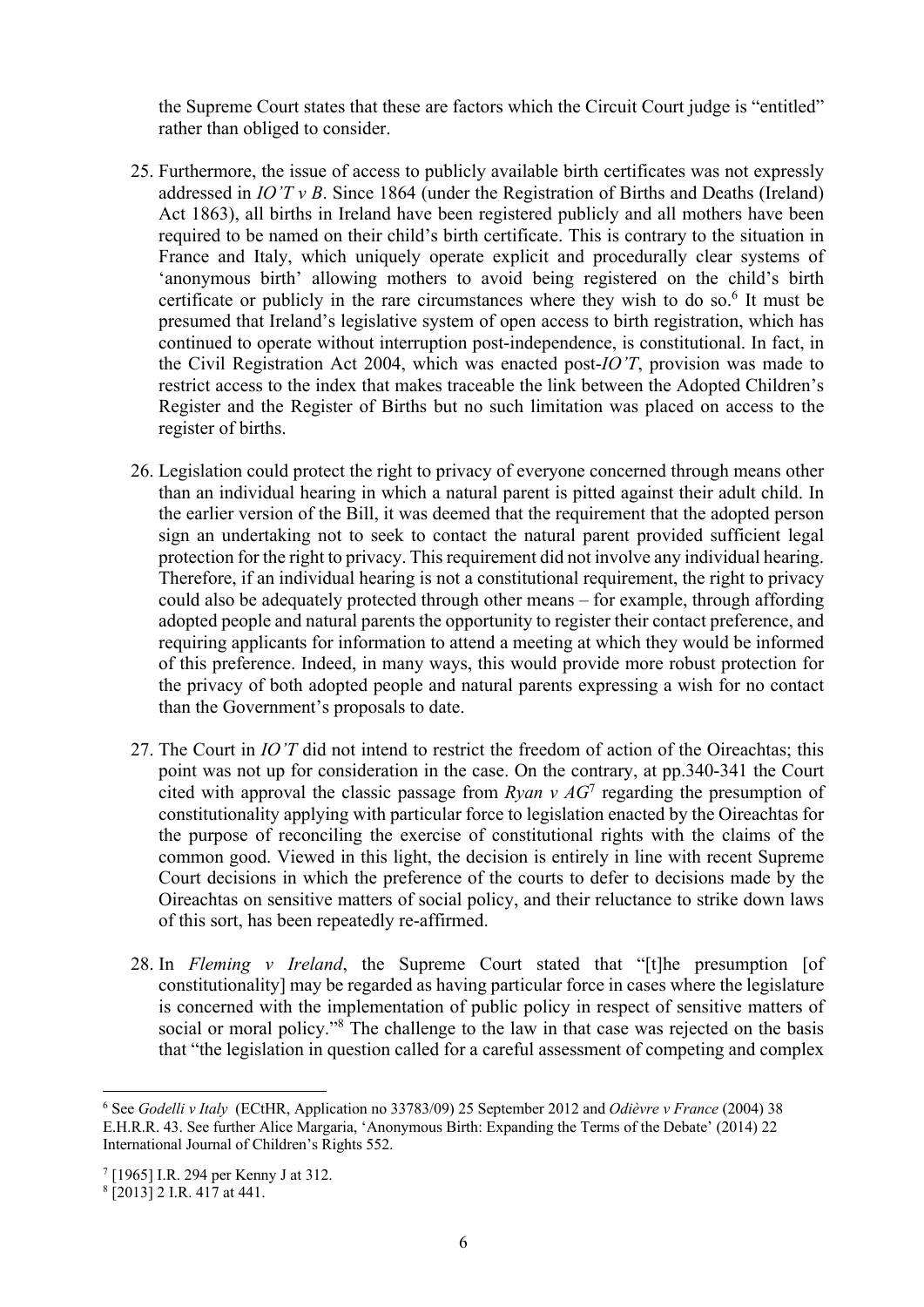the Supreme Court states that these are factors which the Circuit Court judge is "entitled" rather than obliged to consider.

25. Furthermore, the issue of access to publicly available birth certificates was not expressly addressed in *IO'T v B*. Since 1864 (under the Registration of Births and Deaths (Ireland) Act 1863), all births in Ireland have been registered publicly and all mothers have been required to be named on their child's birth certificate. This is contrary to the situation in France and Italy, which uniquely operate explicit and procedurally clear systems of 'anonymous birth' allowing mothers to avoid being registered on the child's birth certificate or publicly in the rare circumstances where they wish to do so.[6] It must be presumed that Ireland's legislative system of open access to birth registration, which has continued to operate without interruption post-independence, is constitutional. In fact, in the Civil Registration Act 2004, which was enacted post-*IO'T*, provision was made to restrict access to the index that makes traceable the link between the Adopted Children's Register and the Register of Births but no such limitation was placed on access to the register of births.

26. Legislation could protect the right to privacy of everyone concerned through means other than an individual hearing in which a natural parent is pitted against their adult child. In the earlier version of the Bill, it was deemed that the requirement that the adopted person sign an undertaking not to seek to contact the natural parent provided sufficient legal protection for the right to privacy. This requirement did not involve any individual hearing. Therefore, if an individual hearing is not a constitutional requirement, the right to privacy could also be adequately protected through other means – for example, through affording adopted people and natural parents the opportunity to register their contact preference, and requiring applicants for information to attend a meeting at which they would be informed of this preference. Indeed, in many ways, this would provide more robust protection for the privacy of both adopted people and natural parents expressing a wish for no contact than the Government's proposals to date.

27. The Court in *IO'T* did not intend to restrict the freedom of action of the Oireachtas; this point was not up for consideration in the case. On the contrary, at pp.340-341 the Court cited with approval the classic passage from *Ryan v AG*[7] regarding the presumption of constitutionality applying with particular force to legislation enacted by the Oireachtas for the purpose of reconciling the exercise of constitutional rights with the claims of the common good. Viewed in this light, the decision is entirely in line with recent Supreme Court decisions in which the preference of the courts to defer to decisions made by the Oireachtas on sensitive matters of social policy, and their reluctance to strike down laws of this sort, has been repeatedly re-affirmed.

28. In *Fleming v Ireland*, the Supreme Court stated that "[t]he presumption [of constitutionality] may be regarded as having particular force in cases where the legislature is concerned with the implementation of public policy in respect of sensitive matters of social or moral policy."[8] The challenge to the law in that case was rejected on the basis that "the legislation in question called for a careful assessment of competing and complex

---

[6] See *Godelli v Italy* (ECtHR, Application no 33783/09) 25 September 2012 and *Odièvre v France* (2004) 38 E.H.R.R. 43. See further Alice Margaria, 'Anonymous Birth: Expanding the Terms of the Debate' (2014) 22 International Journal of Children's Rights 552.

[7] [1965] I.R. 294 per Kenny J at 312.

[8] [2013] 2 I.R. 417 at 441.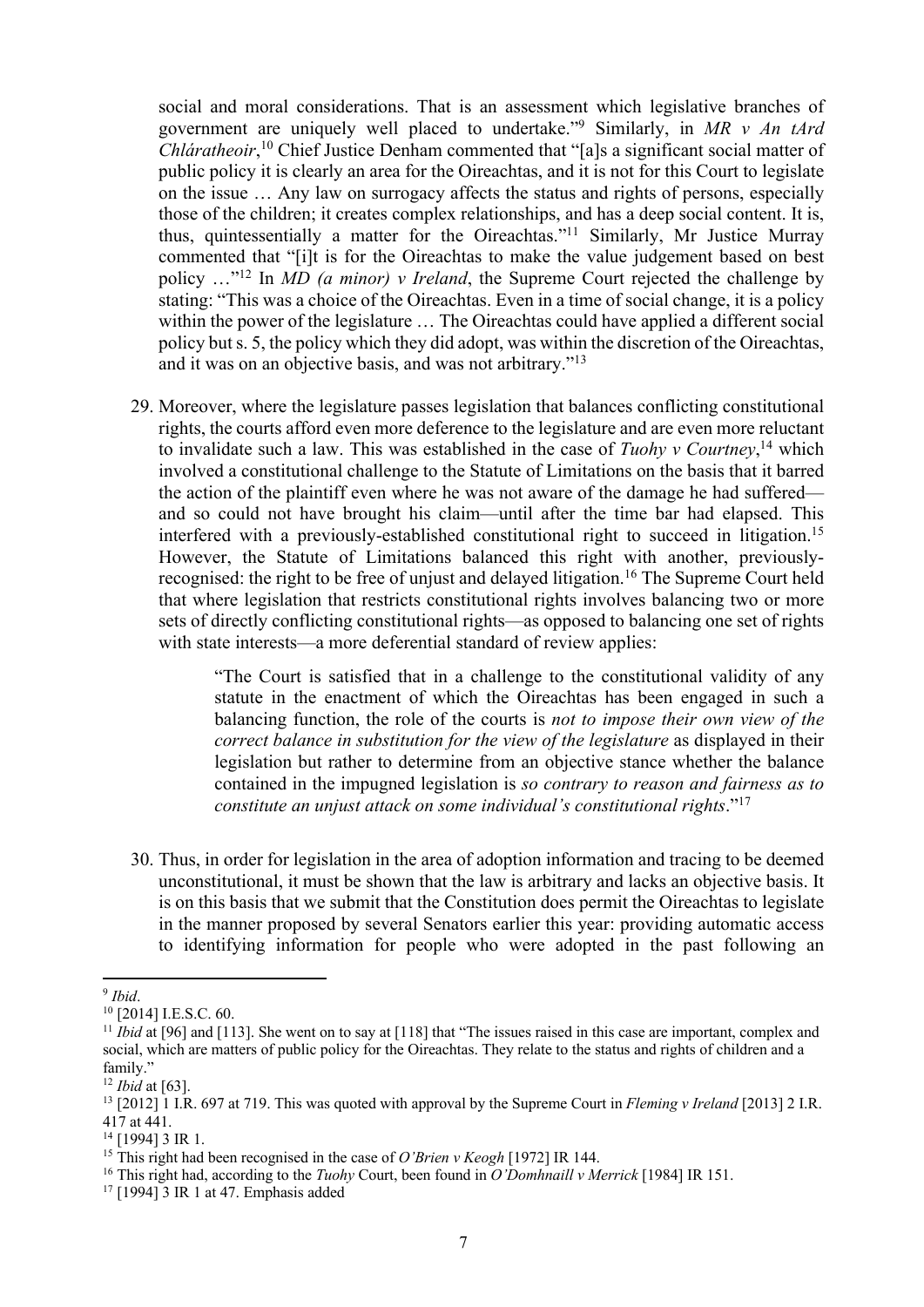social and moral considerations. That is an assessment which legislative branches of government are uniquely well placed to undertake."[9] Similarly, in *MR v An tArd Chláratheoir*,[10] Chief Justice Denham commented that "[a]s a significant social matter of public policy it is clearly an area for the Oireachtas, and it is not for this Court to legislate on the issue … Any law on surrogacy affects the status and rights of persons, especially those of the children; it creates complex relationships, and has a deep social content. It is, thus, quintessentially a matter for the Oireachtas."[11] Similarly, Mr Justice Murray commented that "[i]t is for the Oireachtas to make the value judgement based on best policy …"[12] In *MD (a minor) v Ireland*, the Supreme Court rejected the challenge by stating: "This was a choice of the Oireachtas. Even in a time of social change, it is a policy within the power of the legislature … The Oireachtas could have applied a different social policy but s. 5, the policy which they did adopt, was within the discretion of the Oireachtas, and it was on an objective basis, and was not arbitrary."[13]

29. Moreover, where the legislature passes legislation that balances conflicting constitutional rights, the courts afford even more deference to the legislature and are even more reluctant to invalidate such a law. This was established in the case of *Tuohy v Courtney*,[14] which involved a constitutional challenge to the Statute of Limitations on the basis that it barred the action of the plaintiff even where he was not aware of the damage he had suffered—and so could not have brought his claim—until after the time bar had elapsed. This interfered with a previously-established constitutional right to succeed in litigation.[15] However, the Statute of Limitations balanced this right with another, previously-recognised: the right to be free of unjust and delayed litigation.[16] The Supreme Court held that where legislation that restricts constitutional rights involves balancing two or more sets of directly conflicting constitutional rights—as opposed to balancing one set of rights with state interests—a more deferential standard of review applies:

> "The Court is satisfied that in a challenge to the constitutional validity of any statute in the enactment of which the Oireachtas has been engaged in such a balancing function, the role of the courts is *not to impose their own view of the correct balance in substitution for the view of the legislature* as displayed in their legislation but rather to determine from an objective stance whether the balance contained in the impugned legislation is *so contrary to reason and fairness as to constitute an unjust attack on some individual's constitutional rights*."[17]

30. Thus, in order for legislation in the area of adoption information and tracing to be deemed unconstitutional, it must be shown that the law is arbitrary and lacks an objective basis. It is on this basis that we submit that the Constitution does permit the Oireachtas to legislate in the manner proposed by several Senators earlier this year: providing automatic access to identifying information for people who were adopted in the past following an

---

[9] *Ibid*.

[10] [2014] I.E.S.C. 60.

[11] *Ibid* at [96] and [113]. She went on to say at [118] that "The issues raised in this case are important, complex and social, which are matters of public policy for the Oireachtas. They relate to the status and rights of children and a family."

[12] *Ibid* at [63].

[13] [2012] 1 I.R. 697 at 719. This was quoted with approval by the Supreme Court in *Fleming v Ireland* [2013] 2 I.R. 417 at 441.

[14] [1994] 3 IR 1.

[15] This right had been recognised in the case of *O'Brien v Keogh* [1972] IR 144.

[16] This right had, according to the *Tuohy* Court, been found in *O'Domhnaill v Merrick* [1984] IR 151.

[17] [1994] 3 IR 1 at 47. Emphasis added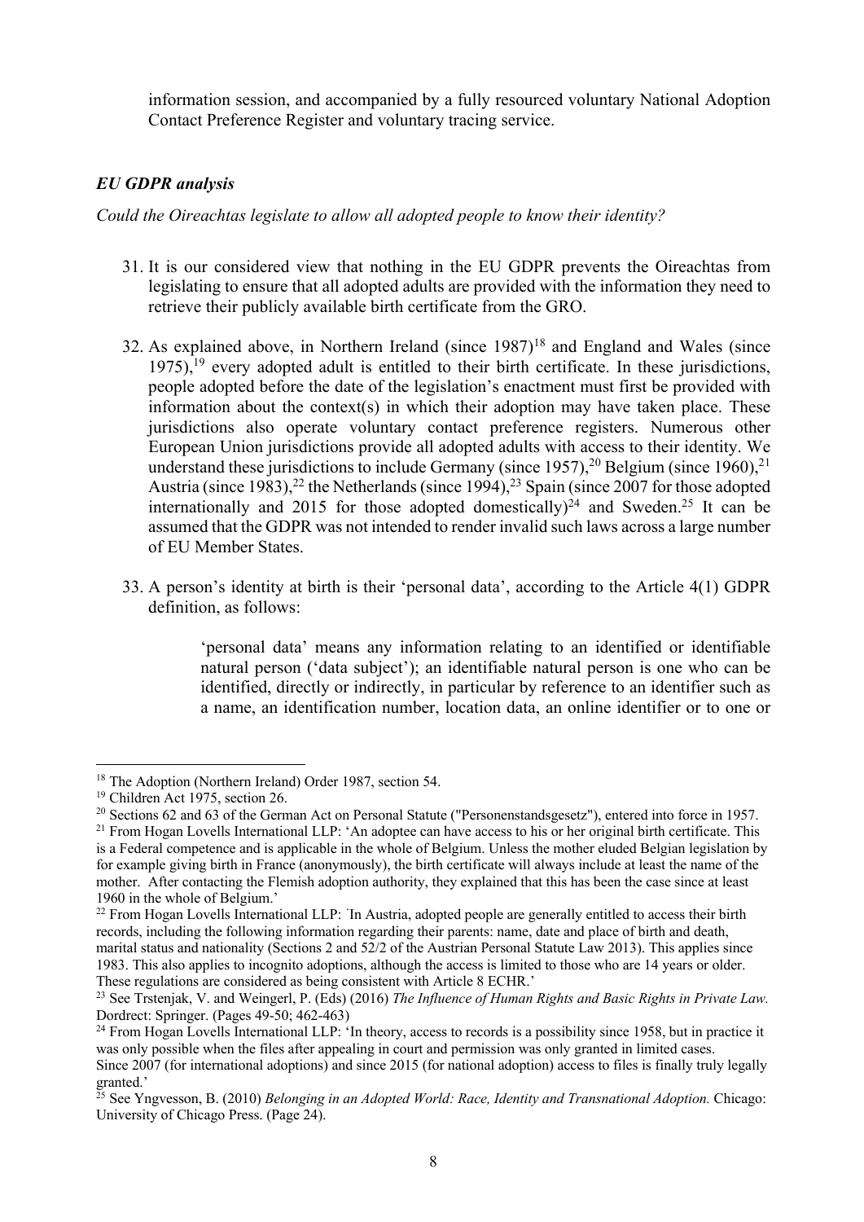information session, and accompanied by a fully resourced voluntary National Adoption Contact Preference Register and voluntary tracing service.

### *EU GDPR analysis*

*Could the Oireachtas legislate to allow all adopted people to know their identity?*

31. It is our considered view that nothing in the EU GDPR prevents the Oireachtas from legislating to ensure that all adopted adults are provided with the information they need to retrieve their publicly available birth certificate from the GRO.

32. As explained above, in Northern Ireland (since 1987)[18] and England and Wales (since 1975),[19] every adopted adult is entitled to their birth certificate. In these jurisdictions, people adopted before the date of the legislation's enactment must first be provided with information about the context(s) in which their adoption may have taken place. These jurisdictions also operate voluntary contact preference registers. Numerous other European Union jurisdictions provide all adopted adults with access to their identity. We understand these jurisdictions to include Germany (since 1957),[20] Belgium (since 1960),[21] Austria (since 1983),[22] the Netherlands (since 1994),[23] Spain (since 2007 for those adopted internationally and 2015 for those adopted domestically)[24] and Sweden.[25] It can be assumed that the GDPR was not intended to render invalid such laws across a large number of EU Member States.

33. A person's identity at birth is their 'personal data', according to the Article 4(1) GDPR definition, as follows:

> 'personal data' means any information relating to an identified or identifiable natural person ('data subject'); an identifiable natural person is one who can be identified, directly or indirectly, in particular by reference to an identifier such as a name, an identification number, location data, an online identifier or to one or

---

[18] The Adoption (Northern Ireland) Order 1987, section 54.

[19] Children Act 1975, section 26.

[20] Sections 62 and 63 of the German Act on Personal Statute ("Personenstandsgesetz"), entered into force in 1957.

[21] From Hogan Lovells International LLP: 'An adoptee can have access to his or her original birth certificate. This is a Federal competence and is applicable in the whole of Belgium. Unless the mother eluded Belgian legislation by for example giving birth in France (anonymously), the birth certificate will always include at least the name of the mother. After contacting the Flemish adoption authority, they explained that this has been the case since at least 1960 in the whole of Belgium.'

[22] From Hogan Lovells International LLP: 'In Austria, adopted people are generally entitled to access their birth records, including the following information regarding their parents: name, date and place of birth and death, marital status and nationality (Sections 2 and 52/2 of the Austrian Personal Statute Law 2013). This applies since 1983. This also applies to incognito adoptions, although the access is limited to those who are 14 years or older. These regulations are considered as being consistent with Article 8 ECHR.'

[23] See Trstenjak, V. and Weingerl, P. (Eds) (2016) *The Influence of Human Rights and Basic Rights in Private Law.* Dordrect: Springer. (Pages 49-50; 462-463)

[24] From Hogan Lovells International LLP: 'In theory, access to records is a possibility since 1958, but in practice it was only possible when the files after appealing in court and permission was only granted in limited cases. Since 2007 (for international adoptions) and since 2015 (for national adoption) access to files is finally truly legally granted.'

[25] See Yngvesson, B. (2010) *Belonging in an Adopted World: Race, Identity and Transnational Adoption.* Chicago: University of Chicago Press. (Page 24).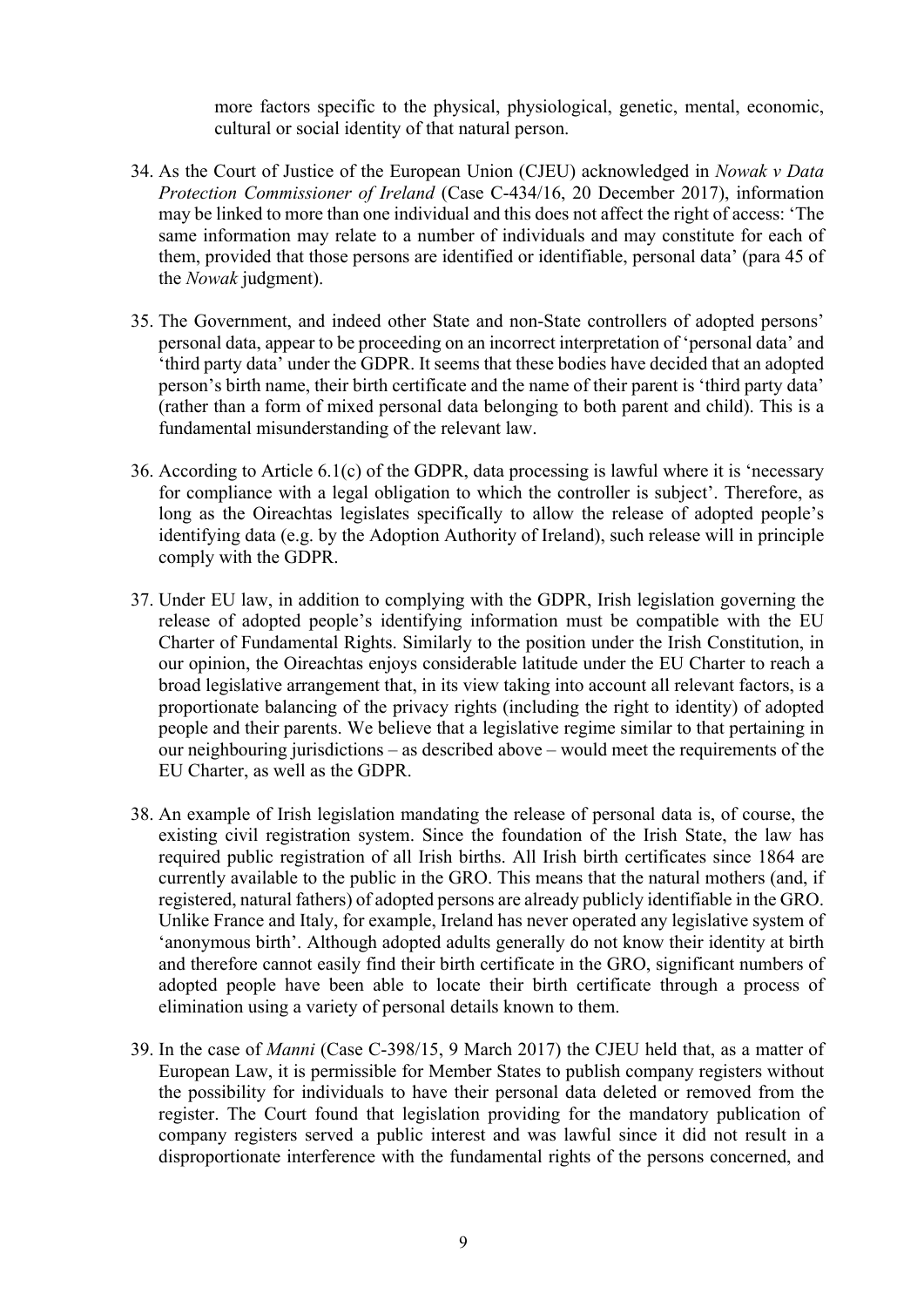more factors specific to the physical, physiological, genetic, mental, economic, cultural or social identity of that natural person.

34. As the Court of Justice of the European Union (CJEU) acknowledged in *Nowak v Data Protection Commissioner of Ireland* (Case C-434/16, 20 December 2017), information may be linked to more than one individual and this does not affect the right of access: 'The same information may relate to a number of individuals and may constitute for each of them, provided that those persons are identified or identifiable, personal data' (para 45 of the *Nowak* judgment).

35. The Government, and indeed other State and non-State controllers of adopted persons' personal data, appear to be proceeding on an incorrect interpretation of 'personal data' and 'third party data' under the GDPR. It seems that these bodies have decided that an adopted person's birth name, their birth certificate and the name of their parent is 'third party data' (rather than a form of mixed personal data belonging to both parent and child). This is a fundamental misunderstanding of the relevant law.

36. According to Article 6.1(c) of the GDPR, data processing is lawful where it is 'necessary for compliance with a legal obligation to which the controller is subject'. Therefore, as long as the Oireachtas legislates specifically to allow the release of adopted people's identifying data (e.g. by the Adoption Authority of Ireland), such release will in principle comply with the GDPR.

37. Under EU law, in addition to complying with the GDPR, Irish legislation governing the release of adopted people's identifying information must be compatible with the EU Charter of Fundamental Rights. Similarly to the position under the Irish Constitution, in our opinion, the Oireachtas enjoys considerable latitude under the EU Charter to reach a broad legislative arrangement that, in its view taking into account all relevant factors, is a proportionate balancing of the privacy rights (including the right to identity) of adopted people and their parents. We believe that a legislative regime similar to that pertaining in our neighbouring jurisdictions – as described above – would meet the requirements of the EU Charter, as well as the GDPR.

38. An example of Irish legislation mandating the release of personal data is, of course, the existing civil registration system. Since the foundation of the Irish State, the law has required public registration of all Irish births. All Irish birth certificates since 1864 are currently available to the public in the GRO. This means that the natural mothers (and, if registered, natural fathers) of adopted persons are already publicly identifiable in the GRO. Unlike France and Italy, for example, Ireland has never operated any legislative system of 'anonymous birth'. Although adopted adults generally do not know their identity at birth and therefore cannot easily find their birth certificate in the GRO, significant numbers of adopted people have been able to locate their birth certificate through a process of elimination using a variety of personal details known to them.

39. In the case of *Manni* (Case C-398/15, 9 March 2017) the CJEU held that, as a matter of European Law, it is permissible for Member States to publish company registers without the possibility for individuals to have their personal data deleted or removed from the register. The Court found that legislation providing for the mandatory publication of company registers served a public interest and was lawful since it did not result in a disproportionate interference with the fundamental rights of the persons concerned, and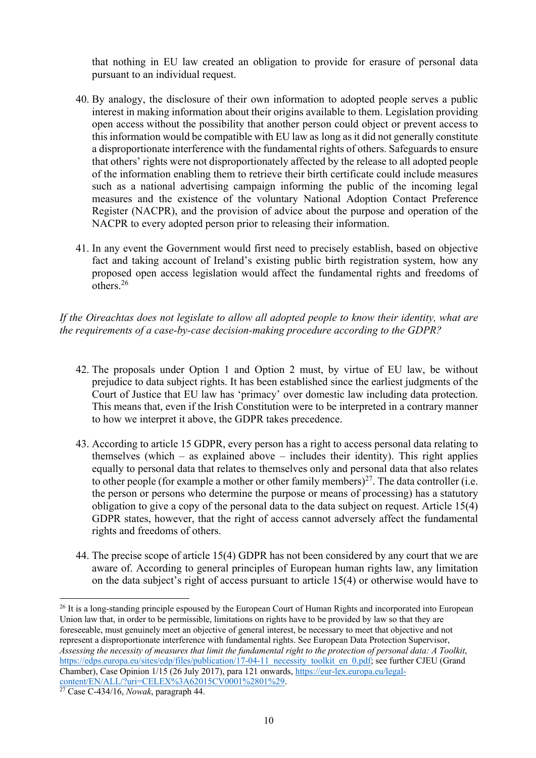that nothing in EU law created an obligation to provide for erasure of personal data pursuant to an individual request.

40. By analogy, the disclosure of their own information to adopted people serves a public interest in making information about their origins available to them. Legislation providing open access without the possibility that another person could object or prevent access to this information would be compatible with EU law as long as it did not generally constitute a disproportionate interference with the fundamental rights of others. Safeguards to ensure that others' rights were not disproportionately affected by the release to all adopted people of the information enabling them to retrieve their birth certificate could include measures such as a national advertising campaign informing the public of the incoming legal measures and the existence of the voluntary National Adoption Contact Preference Register (NACPR), and the provision of advice about the purpose and operation of the NACPR to every adopted person prior to releasing their information.

41. In any event the Government would first need to precisely establish, based on objective fact and taking account of Ireland's existing public birth registration system, how any proposed open access legislation would affect the fundamental rights and freedoms of others.[26]

*If the Oireachtas does not legislate to allow all adopted people to know their identity, what are the requirements of a case-by-case decision-making procedure according to the GDPR?*

42. The proposals under Option 1 and Option 2 must, by virtue of EU law, be without prejudice to data subject rights. It has been established since the earliest judgments of the Court of Justice that EU law has 'primacy' over domestic law including data protection. This means that, even if the Irish Constitution were to be interpreted in a contrary manner to how we interpret it above, the GDPR takes precedence.

43. According to article 15 GDPR, every person has a right to access personal data relating to themselves (which – as explained above – includes their identity). This right applies equally to personal data that relates to themselves only and personal data that also relates to other people (for example a mother or other family members)[27]. The data controller (i.e. the person or persons who determine the purpose or means of processing) has a statutory obligation to give a copy of the personal data to the data subject on request. Article 15(4) GDPR states, however, that the right of access cannot adversely affect the fundamental rights and freedoms of others.

44. The precise scope of article 15(4) GDPR has not been considered by any court that we are aware of. According to general principles of European human rights law, any limitation on the data subject's right of access pursuant to article 15(4) or otherwise would have to

---

[26] It is a long-standing principle espoused by the European Court of Human Rights and incorporated into European Union law that, in order to be permissible, limitations on rights have to be provided by law so that they are foreseeable, must genuinely meet an objective of general interest, be necessary to meet that objective and not represent a disproportionate interference with fundamental rights. See European Data Protection Supervisor, *Assessing the necessity of measures that limit the fundamental right to the protection of personal data: A Toolkit*, https://edps.europa.eu/sites/edp/files/publication/17-04-11_necessity_toolkit_en_0.pdf; see further CJEU (Grand Chamber), Case Opinion 1/15 (26 July 2017), para 121 onwards, https://eur-lex.europa.eu/legal-content/EN/ALL/?uri=CELEX%3A62015CV0001%2801%29.

[27] Case C-434/16, *Nowak*, paragraph 44.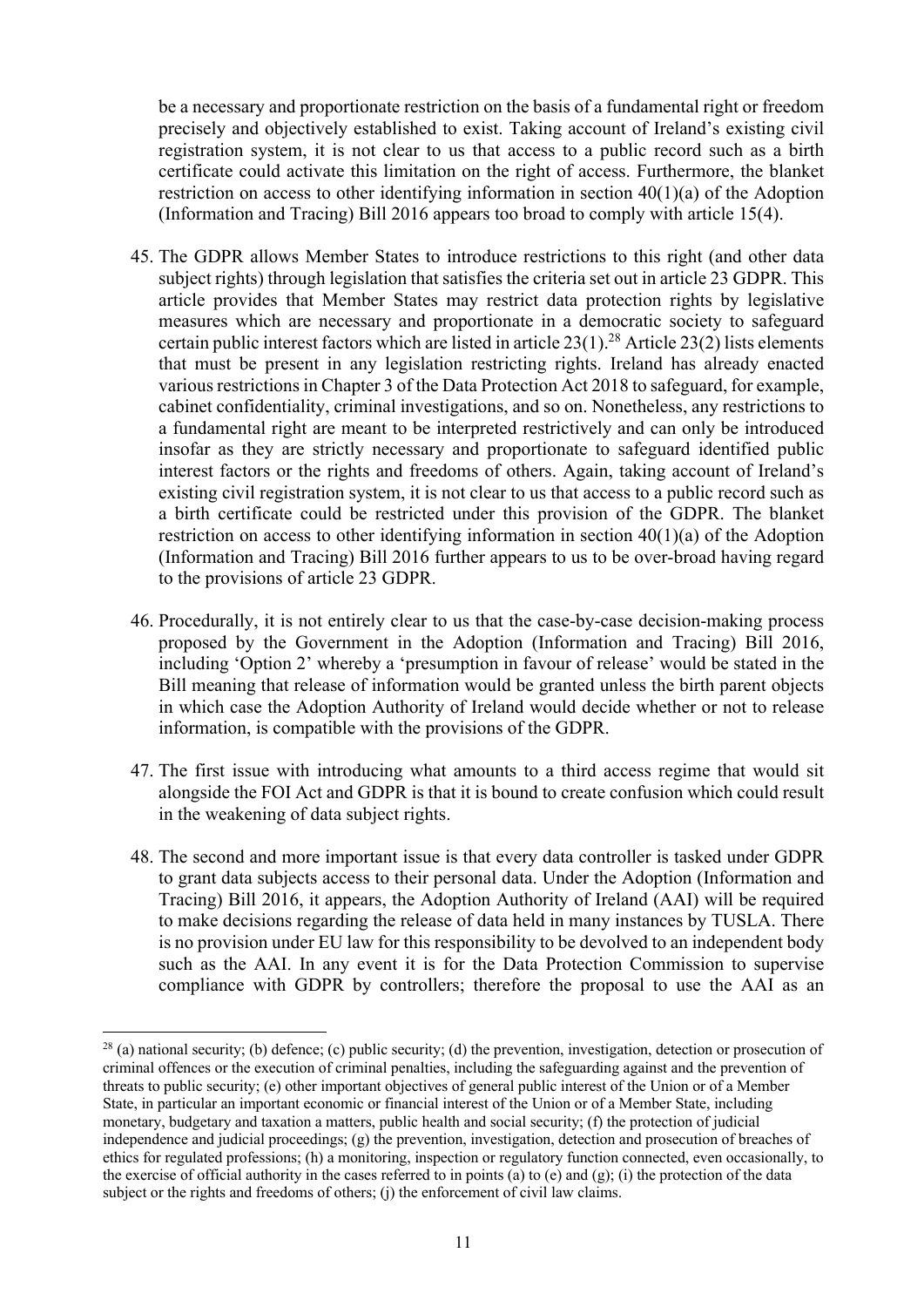be a necessary and proportionate restriction on the basis of a fundamental right or freedom precisely and objectively established to exist. Taking account of Ireland's existing civil registration system, it is not clear to us that access to a public record such as a birth certificate could activate this limitation on the right of access. Furthermore, the blanket restriction on access to other identifying information in section 40(1)(a) of the Adoption (Information and Tracing) Bill 2016 appears too broad to comply with article 15(4).

45. The GDPR allows Member States to introduce restrictions to this right (and other data subject rights) through legislation that satisfies the criteria set out in article 23 GDPR. This article provides that Member States may restrict data protection rights by legislative measures which are necessary and proportionate in a democratic society to safeguard certain public interest factors which are listed in article 23(1).[28] Article 23(2) lists elements that must be present in any legislation restricting rights. Ireland has already enacted various restrictions in Chapter 3 of the Data Protection Act 2018 to safeguard, for example, cabinet confidentiality, criminal investigations, and so on. Nonetheless, any restrictions to a fundamental right are meant to be interpreted restrictively and can only be introduced insofar as they are strictly necessary and proportionate to safeguard identified public interest factors or the rights and freedoms of others. Again, taking account of Ireland's existing civil registration system, it is not clear to us that access to a public record such as a birth certificate could be restricted under this provision of the GDPR. The blanket restriction on access to other identifying information in section 40(1)(a) of the Adoption (Information and Tracing) Bill 2016 further appears to us to be over-broad having regard to the provisions of article 23 GDPR.

46. Procedurally, it is not entirely clear to us that the case-by-case decision-making process proposed by the Government in the Adoption (Information and Tracing) Bill 2016, including 'Option 2' whereby a 'presumption in favour of release' would be stated in the Bill meaning that release of information would be granted unless the birth parent objects in which case the Adoption Authority of Ireland would decide whether or not to release information, is compatible with the provisions of the GDPR.

47. The first issue with introducing what amounts to a third access regime that would sit alongside the FOI Act and GDPR is that it is bound to create confusion which could result in the weakening of data subject rights.

48. The second and more important issue is that every data controller is tasked under GDPR to grant data subjects access to their personal data. Under the Adoption (Information and Tracing) Bill 2016, it appears, the Adoption Authority of Ireland (AAI) will be required to make decisions regarding the release of data held in many instances by TUSLA. There is no provision under EU law for this responsibility to be devolved to an independent body such as the AAI. In any event it is for the Data Protection Commission to supervise compliance with GDPR by controllers; therefore the proposal to use the AAI as an

[28] (a) national security; (b) defence; (c) public security; (d) the prevention, investigation, detection or prosecution of criminal offences or the execution of criminal penalties, including the safeguarding against and the prevention of threats to public security; (e) other important objectives of general public interest of the Union or of a Member State, in particular an important economic or financial interest of the Union or of a Member State, including monetary, budgetary and taxation a matters, public health and social security; (f) the protection of judicial independence and judicial proceedings; (g) the prevention, investigation, detection and prosecution of breaches of ethics for regulated professions; (h) a monitoring, inspection or regulatory function connected, even occasionally, to the exercise of official authority in the cases referred to in points (a) to (e) and (g); (i) the protection of the data subject or the rights and freedoms of others; (j) the enforcement of civil law claims.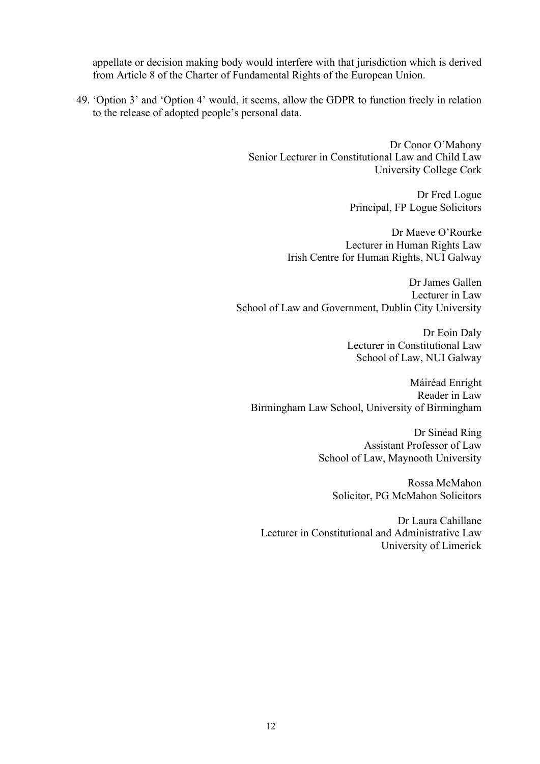appellate or decision making body would interfere with that jurisdiction which is derived from Article 8 of the Charter of Fundamental Rights of the European Union.

49. 'Option 3' and 'Option 4' would, it seems, allow the GDPR to function freely in relation to the release of adopted people's personal data.

Dr Conor O'Mahony
Senior Lecturer in Constitutional Law and Child Law
University College Cork

Dr Fred Logue
Principal, FP Logue Solicitors

Dr Maeve O'Rourke
Lecturer in Human Rights Law
Irish Centre for Human Rights, NUI Galway

Dr James Gallen
Lecturer in Law
School of Law and Government, Dublin City University

Dr Eoin Daly
Lecturer in Constitutional Law
School of Law, NUI Galway

Máiréad Enright
Reader in Law
Birmingham Law School, University of Birmingham

Dr Sinéad Ring
Assistant Professor of Law
School of Law, Maynooth University

Rossa McMahon
Solicitor, PG McMahon Solicitors

Dr Laura Cahillane
Lecturer in Constitutional and Administrative Law
University of Limerick